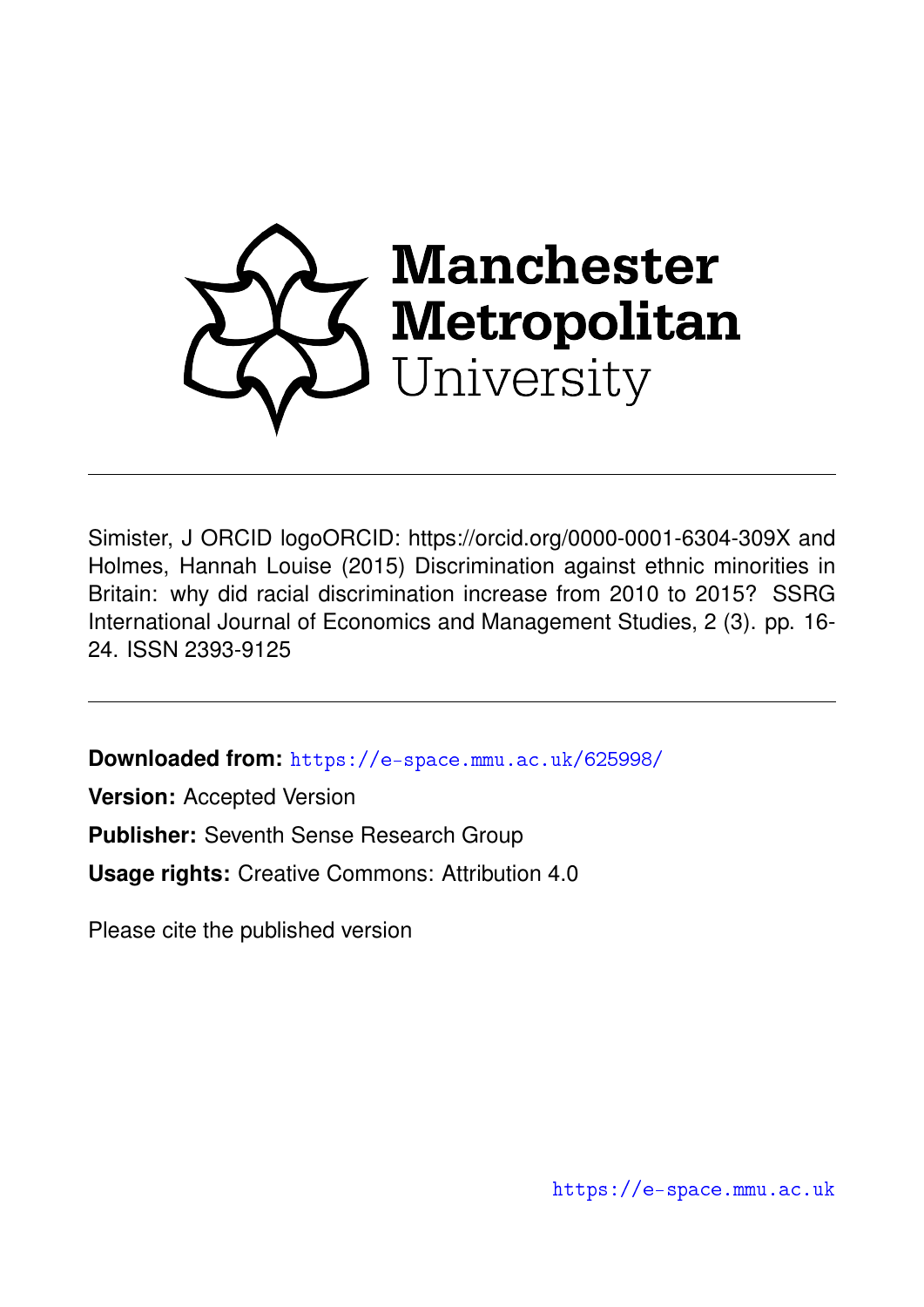Manchester Metropolitan University

---

Simister, J ORCID logoORCID: https://orcid.org/0000-0001-6304-309X and Holmes, Hannah Louise (2015) Discrimination against ethnic minorities in Britain: why did racial discrimination increase from 2010 to 2015? SSRG International Journal of Economics and Management Studies, 2 (3). pp. 16-24. ISSN 2393-9125

---

**Downloaded from:** https://e-space.mmu.ac.uk/625998/

**Version:** Accepted Version

**Publisher:** Seventh Sense Research Group

**Usage rights:** Creative Commons: Attribution 4.0

Please cite the published version

https://e-space.mmu.ac.uk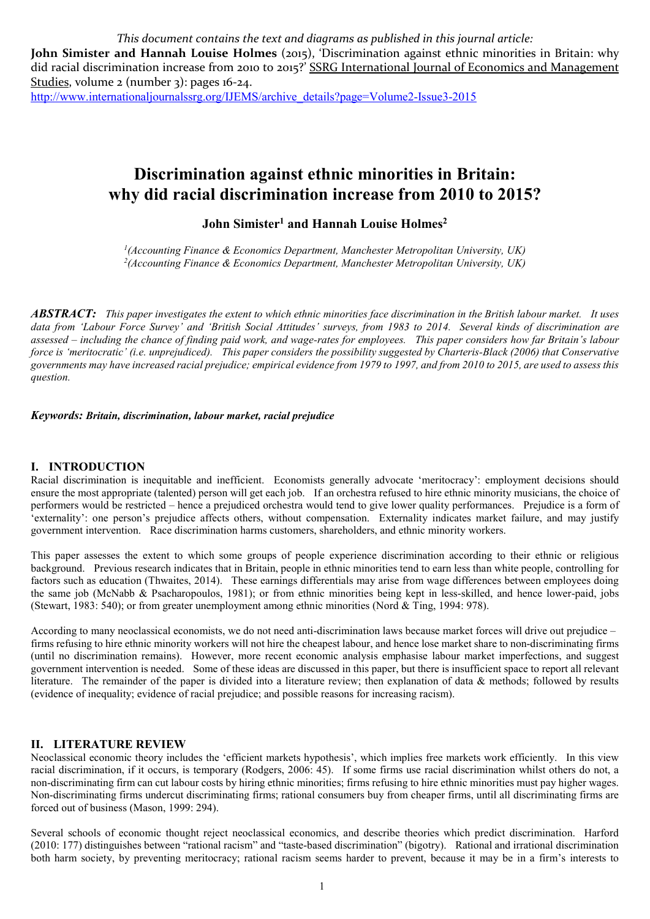*This document contains the text and diagrams as published in this journal article:*
**John Simister and Hannah Louise Holmes** (2015), 'Discrimination against ethnic minorities in Britain: why did racial discrimination increase from 2010 to 2015?' <u>SSRG International Journal of Economics and Management Studies</u>, volume 2 (number 3): pages 16-24.
http://www.internationaljournalssrg.org/IJEMS/archive_details?page=Volume2-Issue3-2015

# Discrimination against ethnic minorities in Britain: why did racial discrimination increase from 2010 to 2015?

**John Simister[1] and Hannah Louise Holmes[2]**

[1]*(Accounting Finance & Economics Department, Manchester Metropolitan University, UK)*
[2]*(Accounting Finance & Economics Department, Manchester Metropolitan University, UK)*

***ABSTRACT:*** *This paper investigates the extent to which ethnic minorities face discrimination in the British labour market. It uses data from 'Labour Force Survey' and 'British Social Attitudes' surveys, from 1983 to 2014. Several kinds of discrimination are assessed – including the chance of finding paid work, and wage-rates for employees. This paper considers how far Britain's labour force is 'meritocratic' (i.e. unprejudiced). This paper considers the possibility suggested by Charteris-Black (2006) that Conservative governments may have increased racial prejudice; empirical evidence from 1979 to 1997, and from 2010 to 2015, are used to assess this question.*

***Keywords:*** ***Britain, discrimination, labour market, racial prejudice***

## I. INTRODUCTION

Racial discrimination is inequitable and inefficient. Economists generally advocate 'meritocracy': employment decisions should ensure the most appropriate (talented) person will get each job. If an orchestra refused to hire ethnic minority musicians, the choice of performers would be restricted – hence a prejudiced orchestra would tend to give lower quality performances. Prejudice is a form of 'externality': one person's prejudice affects others, without compensation. Externality indicates market failure, and may justify government intervention. Race discrimination harms customers, shareholders, and ethnic minority workers.

This paper assesses the extent to which some groups of people experience discrimination according to their ethnic or religious background. Previous research indicates that in Britain, people in ethnic minorities tend to earn less than white people, controlling for factors such as education (Thwaites, 2014). These earnings differentials may arise from wage differences between employees doing the same job (McNabb & Psacharopoulos, 1981); or from ethnic minorities being kept in less-skilled, and hence lower-paid, jobs (Stewart, 1983: 540); or from greater unemployment among ethnic minorities (Nord & Ting, 1994: 978).

According to many neoclassical economists, we do not need anti-discrimination laws because market forces will drive out prejudice – firms refusing to hire ethnic minority workers will not hire the cheapest labour, and hence lose market share to non-discriminating firms (until no discrimination remains). However, more recent economic analysis emphasise labour market imperfections, and suggest government intervention is needed. Some of these ideas are discussed in this paper, but there is insufficient space to report all relevant literature. The remainder of the paper is divided into a literature review; then explanation of data & methods; followed by results (evidence of inequality; evidence of racial prejudice; and possible reasons for increasing racism).

## II. LITERATURE REVIEW

Neoclassical economic theory includes the 'efficient markets hypothesis', which implies free markets work efficiently. In this view racial discrimination, if it occurs, is temporary (Rodgers, 2006: 45). If some firms use racial discrimination whilst others do not, a non-discriminating firm can cut labour costs by hiring ethnic minorities; firms refusing to hire ethnic minorities must pay higher wages. Non-discriminating firms undercut discriminating firms; rational consumers buy from cheaper firms, until all discriminating firms are forced out of business (Mason, 1999: 294).

Several schools of economic thought reject neoclassical economics, and describe theories which predict discrimination. Harford (2010: 177) distinguishes between "rational racism" and "taste-based discrimination" (bigotry). Rational and irrational discrimination both harm society, by preventing meritocracy; rational racism seems harder to prevent, because it may be in a firm's interests to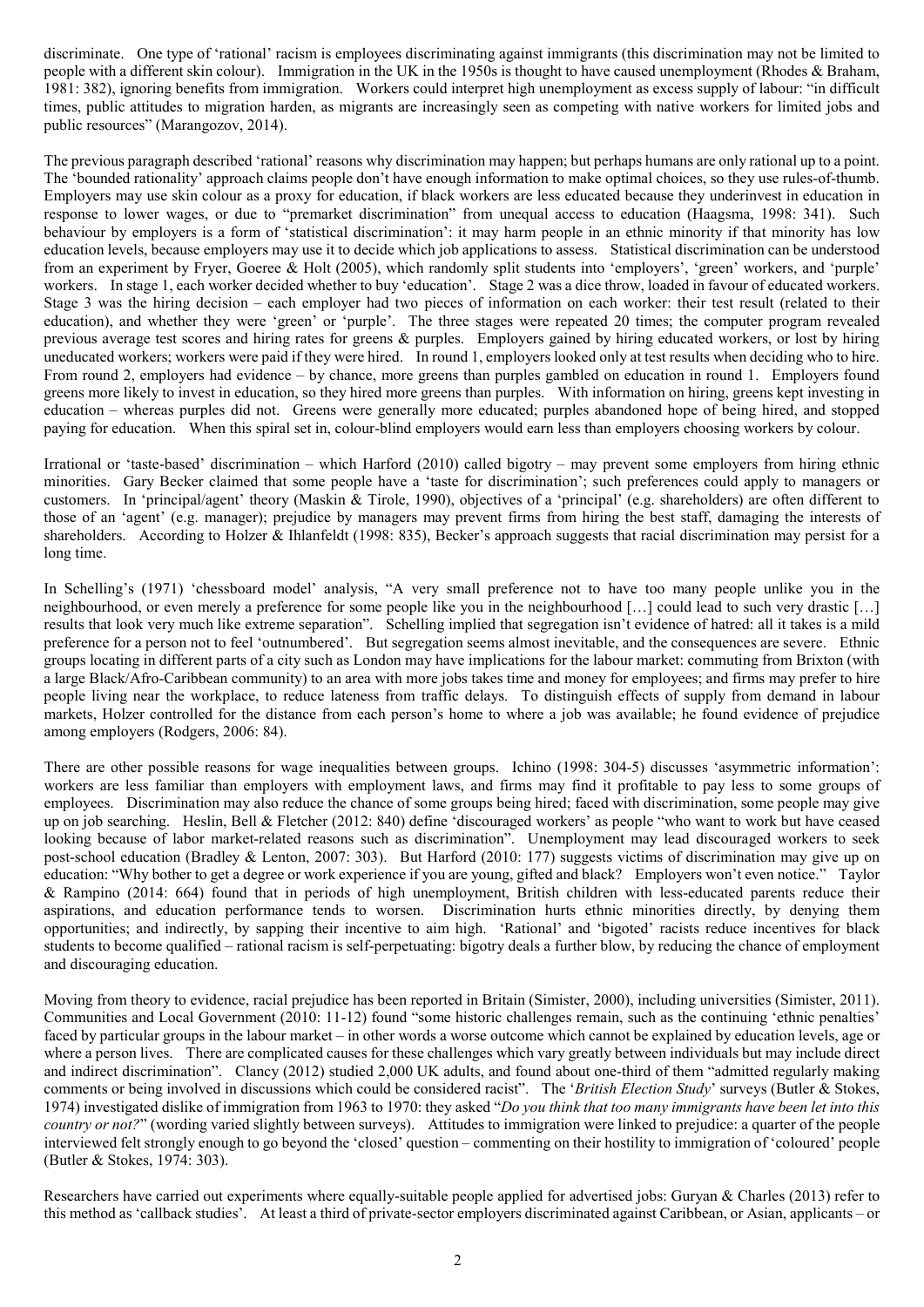discriminate. One type of 'rational' racism is employees discriminating against immigrants (this discrimination may not be limited to people with a different skin colour). Immigration in the UK in the 1950s is thought to have caused unemployment (Rhodes & Braham, 1981: 382), ignoring benefits from immigration. Workers could interpret high unemployment as excess supply of labour: "in difficult times, public attitudes to migration harden, as migrants are increasingly seen as competing with native workers for limited jobs and public resources" (Marangozov, 2014).

The previous paragraph described 'rational' reasons why discrimination may happen; but perhaps humans are only rational up to a point. The 'bounded rationality' approach claims people don't have enough information to make optimal choices, so they use rules-of-thumb. Employers may use skin colour as a proxy for education, if black workers are less educated because they underinvest in education in response to lower wages, or due to "premarket discrimination" from unequal access to education (Haagsma, 1998: 341). Such behaviour by employers is a form of 'statistical discrimination': it may harm people in an ethnic minority if that minority has low education levels, because employers may use it to decide which job applications to assess. Statistical discrimination can be understood from an experiment by Fryer, Goeree & Holt (2005), which randomly split students into 'employers', 'green' workers, and 'purple' workers. In stage 1, each worker decided whether to buy 'education'. Stage 2 was a dice throw, loaded in favour of educated workers. Stage 3 was the hiring decision – each employer had two pieces of information on each worker: their test result (related to their education), and whether they were 'green' or 'purple'. The three stages were repeated 20 times; the computer program revealed previous average test scores and hiring rates for greens & purples. Employers gained by hiring educated workers, or lost by hiring uneducated workers; workers were paid if they were hired. In round 1, employers looked only at test results when deciding who to hire. From round 2, employers had evidence – by chance, more greens than purples gambled on education in round 1. Employers found greens more likely to invest in education, so they hired more greens than purples. With information on hiring, greens kept investing in education – whereas purples did not. Greens were generally more educated; purples abandoned hope of being hired, and stopped paying for education. When this spiral set in, colour-blind employers would earn less than employers choosing workers by colour.

Irrational or 'taste-based' discrimination – which Harford (2010) called bigotry – may prevent some employers from hiring ethnic minorities. Gary Becker claimed that some people have a 'taste for discrimination'; such preferences could apply to managers or customers. In 'principal/agent' theory (Maskin & Tirole, 1990), objectives of a 'principal' (e.g. shareholders) are often different to those of an 'agent' (e.g. manager); prejudice by managers may prevent firms from hiring the best staff, damaging the interests of shareholders. According to Holzer & Ihlanfeldt (1998: 835), Becker's approach suggests that racial discrimination may persist for a long time.

In Schelling's (1971) 'chessboard model' analysis, "A very small preference not to have too many people unlike you in the neighbourhood, or even merely a preference for some people like you in the neighbourhood […] could lead to such very drastic […] results that look very much like extreme separation". Schelling implied that segregation isn't evidence of hatred: all it takes is a mild preference for a person not to feel 'outnumbered'. But segregation seems almost inevitable, and the consequences are severe. Ethnic groups locating in different parts of a city such as London may have implications for the labour market: commuting from Brixton (with a large Black/Afro-Caribbean community) to an area with more jobs takes time and money for employees; and firms may prefer to hire people living near the workplace, to reduce lateness from traffic delays. To distinguish effects of supply from demand in labour markets, Holzer controlled for the distance from each person's home to where a job was available; he found evidence of prejudice among employers (Rodgers, 2006: 84).

There are other possible reasons for wage inequalities between groups. Ichino (1998: 304-5) discusses 'asymmetric information': workers are less familiar than employers with employment laws, and firms may find it profitable to pay less to some groups of employees. Discrimination may also reduce the chance of some groups being hired; faced with discrimination, some people may give up on job searching. Heslin, Bell & Fletcher (2012: 840) define 'discouraged workers' as people "who want to work but have ceased looking because of labor market-related reasons such as discrimination". Unemployment may lead discouraged workers to seek post-school education (Bradley & Lenton, 2007: 303). But Harford (2010: 177) suggests victims of discrimination may give up on education: "Why bother to get a degree or work experience if you are young, gifted and black? Employers won't even notice." Taylor & Rampino (2014: 664) found that in periods of high unemployment, British children with less-educated parents reduce their aspirations, and education performance tends to worsen. Discrimination hurts ethnic minorities directly, by denying them opportunities; and indirectly, by sapping their incentive to aim high. 'Rational' and 'bigoted' racists reduce incentives for black students to become qualified – rational racism is self-perpetuating: bigotry deals a further blow, by reducing the chance of employment and discouraging education.

Moving from theory to evidence, racial prejudice has been reported in Britain (Simister, 2000), including universities (Simister, 2011). Communities and Local Government (2010: 11-12) found "some historic challenges remain, such as the continuing 'ethnic penalties' faced by particular groups in the labour market – in other words a worse outcome which cannot be explained by education levels, age or where a person lives. There are complicated causes for these challenges which vary greatly between individuals but may include direct and indirect discrimination". Clancy (2012) studied 2,000 UK adults, and found about one-third of them "admitted regularly making comments or being involved in discussions which could be considered racist". The '*British Election Study*' surveys (Butler & Stokes, 1974) investigated dislike of immigration from 1963 to 1970: they asked "*Do you think that too many immigrants have been let into this country or not?*" (wording varied slightly between surveys). Attitudes to immigration were linked to prejudice: a quarter of the people interviewed felt strongly enough to go beyond the 'closed' question – commenting on their hostility to immigration of 'coloured' people (Butler & Stokes, 1974: 303).

Researchers have carried out experiments where equally-suitable people applied for advertised jobs: Guryan & Charles (2013) refer to this method as 'callback studies'. At least a third of private-sector employers discriminated against Caribbean, or Asian, applicants – or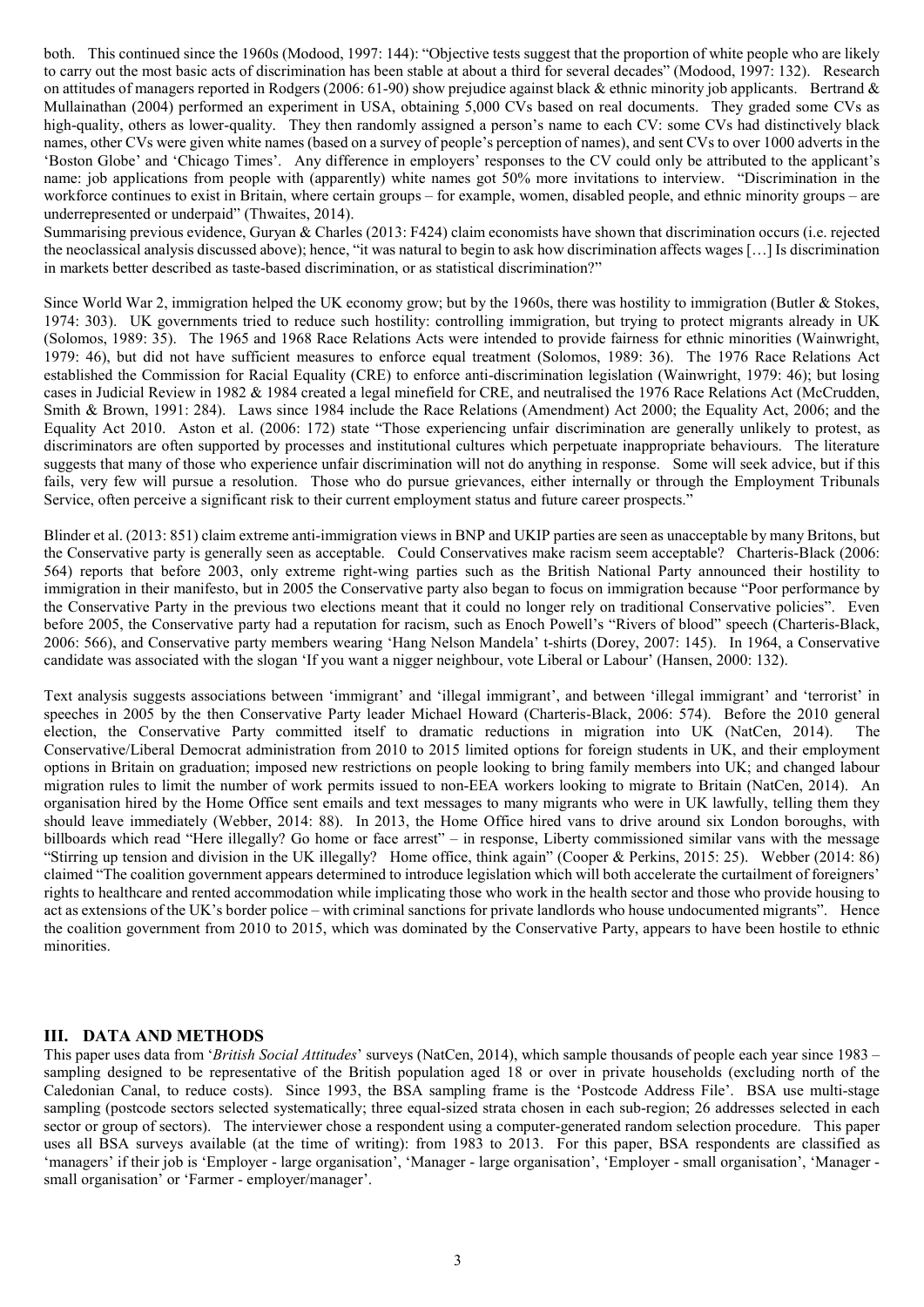both. This continued since the 1960s (Modood, 1997: 144): "Objective tests suggest that the proportion of white people who are likely to carry out the most basic acts of discrimination has been stable at about a third for several decades" (Modood, 1997: 132). Research on attitudes of managers reported in Rodgers (2006: 61-90) show prejudice against black & ethnic minority job applicants. Bertrand & Mullainathan (2004) performed an experiment in USA, obtaining 5,000 CVs based on real documents. They graded some CVs as high-quality, others as lower-quality. They then randomly assigned a person's name to each CV: some CVs had distinctively black names, other CVs were given white names (based on a survey of people's perception of names), and sent CVs to over 1000 adverts in the 'Boston Globe' and 'Chicago Times'. Any difference in employers' responses to the CV could only be attributed to the applicant's name: job applications from people with (apparently) white names got 50% more invitations to interview. "Discrimination in the workforce continues to exist in Britain, where certain groups – for example, women, disabled people, and ethnic minority groups – are underrepresented or underpaid" (Thwaites, 2014).

Summarising previous evidence, Guryan & Charles (2013: F424) claim economists have shown that discrimination occurs (i.e. rejected the neoclassical analysis discussed above); hence, "it was natural to begin to ask how discrimination affects wages […] Is discrimination in markets better described as taste-based discrimination, or as statistical discrimination?"

Since World War 2, immigration helped the UK economy grow; but by the 1960s, there was hostility to immigration (Butler & Stokes, 1974: 303). UK governments tried to reduce such hostility: controlling immigration, but trying to protect migrants already in UK (Solomos, 1989: 35). The 1965 and 1968 Race Relations Acts were intended to provide fairness for ethnic minorities (Wainwright, 1979: 46), but did not have sufficient measures to enforce equal treatment (Solomos, 1989: 36). The 1976 Race Relations Act established the Commission for Racial Equality (CRE) to enforce anti-discrimination legislation (Wainwright, 1979: 46); but losing cases in Judicial Review in 1982 & 1984 created a legal minefield for CRE, and neutralised the 1976 Race Relations Act (McCrudden, Smith & Brown, 1991: 284). Laws since 1984 include the Race Relations (Amendment) Act 2000; the Equality Act, 2006; and the Equality Act 2010. Aston et al. (2006: 172) state "Those experiencing unfair discrimination are generally unlikely to protest, as discriminators are often supported by processes and institutional cultures which perpetuate inappropriate behaviours. The literature suggests that many of those who experience unfair discrimination will not do anything in response. Some will seek advice, but if this fails, very few will pursue a resolution. Those who do pursue grievances, either internally or through the Employment Tribunals Service, often perceive a significant risk to their current employment status and future career prospects."

Blinder et al. (2013: 851) claim extreme anti-immigration views in BNP and UKIP parties are seen as unacceptable by many Britons, but the Conservative party is generally seen as acceptable. Could Conservatives make racism seem acceptable? Charteris-Black (2006: 564) reports that before 2003, only extreme right-wing parties such as the British National Party announced their hostility to immigration in their manifesto, but in 2005 the Conservative party also began to focus on immigration because "Poor performance by the Conservative Party in the previous two elections meant that it could no longer rely on traditional Conservative policies". Even before 2005, the Conservative party had a reputation for racism, such as Enoch Powell's "Rivers of blood" speech (Charteris-Black, 2006: 566), and Conservative party members wearing 'Hang Nelson Mandela' t-shirts (Dorey, 2007: 145). In 1964, a Conservative candidate was associated with the slogan 'If you want a nigger neighbour, vote Liberal or Labour' (Hansen, 2000: 132).

Text analysis suggests associations between 'immigrant' and 'illegal immigrant', and between 'illegal immigrant' and 'terrorist' in speeches in 2005 by the then Conservative Party leader Michael Howard (Charteris-Black, 2006: 574). Before the 2010 general election, the Conservative Party committed itself to dramatic reductions in migration into UK (NatCen, 2014). The Conservative/Liberal Democrat administration from 2010 to 2015 limited options for foreign students in UK, and their employment options in Britain on graduation; imposed new restrictions on people looking to bring family members into UK; and changed labour migration rules to limit the number of work permits issued to non-EEA workers looking to migrate to Britain (NatCen, 2014). An organisation hired by the Home Office sent emails and text messages to many migrants who were in UK lawfully, telling them they should leave immediately (Webber, 2014: 88). In 2013, the Home Office hired vans to drive around six London boroughs, with billboards which read "Here illegally? Go home or face arrest" – in response, Liberty commissioned similar vans with the message "Stirring up tension and division in the UK illegally? Home office, think again" (Cooper & Perkins, 2015: 25). Webber (2014: 86) claimed "The coalition government appears determined to introduce legislation which will both accelerate the curtailment of foreigners' rights to healthcare and rented accommodation while implicating those who work in the health sector and those who provide housing to act as extensions of the UK's border police – with criminal sanctions for private landlords who house undocumented migrants". Hence the coalition government from 2010 to 2015, which was dominated by the Conservative Party, appears to have been hostile to ethnic minorities.

## III. DATA AND METHODS

This paper uses data from '*British Social Attitudes*' surveys (NatCen, 2014), which sample thousands of people each year since 1983 – sampling designed to be representative of the British population aged 18 or over in private households (excluding north of the Caledonian Canal, to reduce costs). Since 1993, the BSA sampling frame is the 'Postcode Address File'. BSA use multi-stage sampling (postcode sectors selected systematically; three equal-sized strata chosen in each sub-region; 26 addresses selected in each sector or group of sectors). The interviewer chose a respondent using a computer-generated random selection procedure. This paper uses all BSA surveys available (at the time of writing): from 1983 to 2013. For this paper, BSA respondents are classified as 'managers' if their job is 'Employer - large organisation', 'Manager - large organisation', 'Employer - small organisation', 'Manager - small organisation' or 'Farmer - employer/manager'.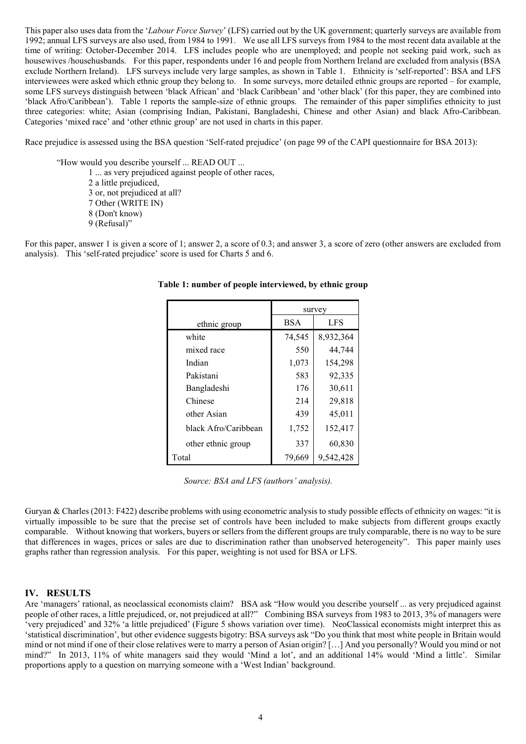This paper also uses data from the '*Labour Force Survey*' (LFS) carried out by the UK government; quarterly surveys are available from 1992; annual LFS surveys are also used, from 1984 to 1991. We use all LFS surveys from 1984 to the most recent data available at the time of writing: October-December 2014. LFS includes people who are unemployed; and people not seeking paid work, such as housewives /househusbands. For this paper, respondents under 16 and people from Northern Ireland are excluded from analysis (BSA exclude Northern Ireland). LFS surveys include very large samples, as shown in Table 1. Ethnicity is 'self-reported': BSA and LFS interviewees were asked which ethnic group they belong to. In some surveys, more detailed ethnic groups are reported – for example, some LFS surveys distinguish between 'black African' and 'black Caribbean' and 'other black' (for this paper, they are combined into 'black Afro/Caribbean'). Table 1 reports the sample-size of ethnic groups. The remainder of this paper simplifies ethnicity to just three categories: white; Asian (comprising Indian, Pakistani, Bangladeshi, Chinese and other Asian) and black Afro-Caribbean. Categories 'mixed race' and 'other ethnic group' are not used in charts in this paper.

Race prejudice is assessed using the BSA question 'Self-rated prejudice' (on page 99 of the CAPI questionnaire for BSA 2013):

> "How would you describe yourself ... READ OUT ...
> 1 ... as very prejudiced against people of other races,
> 2 a little prejudiced,
> 3 or, not prejudiced at all?
> 7 Other (WRITE IN)
> 8 (Don't know)
> 9 (Refusal)"

For this paper, answer 1 is given a score of 1; answer 2, a score of 0.3; and answer 3, a score of zero (other answers are excluded from analysis). This 'self-rated prejudice' score is used for Charts 5 and 6.

**Table 1: number of people interviewed, by ethnic group**

| | survey | |
|---|---|---|
| ethnic group | BSA | LFS |
| white | 74,545 | 8,932,364 |
| mixed race | 550 | 44,744 |
| Indian | 1,073 | 154,298 |
| Pakistani | 583 | 92,335 |
| Bangladeshi | 176 | 30,611 |
| Chinese | 214 | 29,818 |
| other Asian | 439 | 45,011 |
| black Afro/Caribbean | 1,752 | 152,417 |
| other ethnic group | 337 | 60,830 |
| Total | 79,669 | 9,542,428 |

*Source: BSA and LFS (authors' analysis).*

Guryan & Charles (2013: F422) describe problems with using econometric analysis to study possible effects of ethnicity on wages: "it is virtually impossible to be sure that the precise set of controls have been included to make subjects from different groups exactly comparable. Without knowing that workers, buyers or sellers from the different groups are truly comparable, there is no way to be sure that differences in wages, prices or sales are due to discrimination rather than unobserved heterogeneity". This paper mainly uses graphs rather than regression analysis. For this paper, weighting is not used for BSA or LFS.

## IV. RESULTS

Are 'managers' rational, as neoclassical economists claim? BSA ask "How would you describe yourself ... as very prejudiced against people of other races, a little prejudiced, or, not prejudiced at all?" Combining BSA surveys from 1983 to 2013, 3% of managers were 'very prejudiced' and 32% 'a little prejudiced' (Figure 5 shows variation over time). NeoClassical economists might interpret this as 'statistical discrimination', but other evidence suggests bigotry: BSA surveys ask "Do you think that most white people in Britain would mind or not mind if one of their close relatives were to marry a person of Asian origin? […] And you personally? Would you mind or not mind?" In 2013, 11% of white managers said they would 'Mind a lot', and an additional 14% would 'Mind a little'. Similar proportions apply to a question on marrying someone with a 'West Indian' background.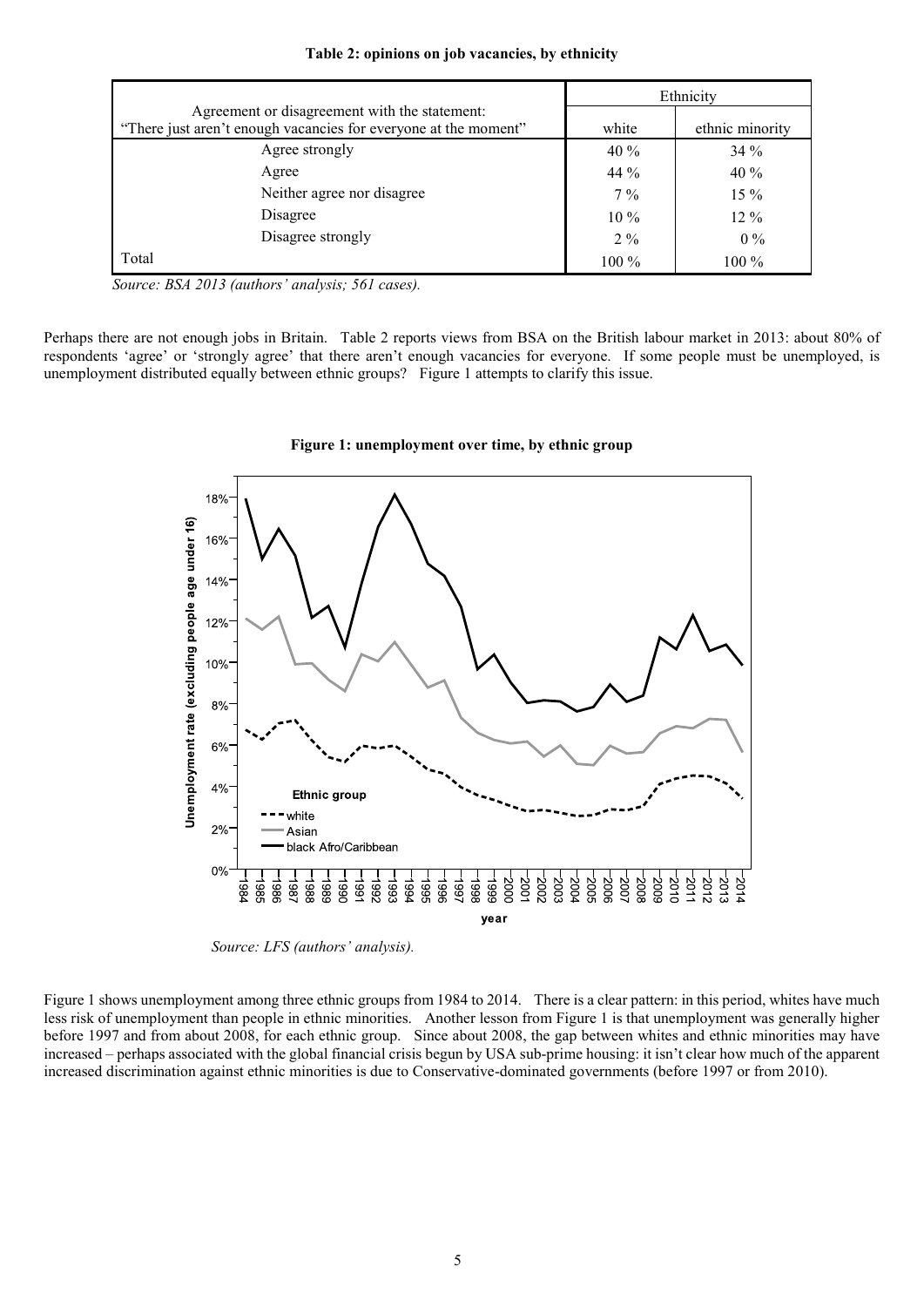**Table 2: opinions on job vacancies, by ethnicity**

| Agreement or disagreement with the statement: "There just aren't enough vacancies for everyone at the moment" | Ethnicity | |
|---|---|---|
| | white | ethnic minority |
| Agree strongly | 40 % | 34 % |
| Agree | 44 % | 40 % |
| Neither agree nor disagree | 7 % | 15 % |
| Disagree | 10 % | 12 % |
| Disagree strongly | 2 % | 0 % |
| Total | 100 % | 100 % |

*Source: BSA 2013 (authors' analysis; 561 cases).*

Perhaps there are not enough jobs in Britain. Table 2 reports views from BSA on the British labour market in 2013: about 80% of respondents 'agree' or 'strongly agree' that there aren't enough vacancies for everyone. If some people must be unemployed, is unemployment distributed equally between ethnic groups? Figure 1 attempts to clarify this issue.

**Figure 1: unemployment over time, by ethnic group**

*Source: LFS (authors' analysis).*

Figure 1 shows unemployment among three ethnic groups from 1984 to 2014. There is a clear pattern: in this period, whites have much less risk of unemployment than people in ethnic minorities. Another lesson from Figure 1 is that unemployment was generally higher before 1997 and from about 2008, for each ethnic group. Since about 2008, the gap between whites and ethnic minorities may have increased – perhaps associated with the global financial crisis begun by USA sub-prime housing: it isn't clear how much of the apparent increased discrimination against ethnic minorities is due to Conservative-dominated governments (before 1997 or from 2010).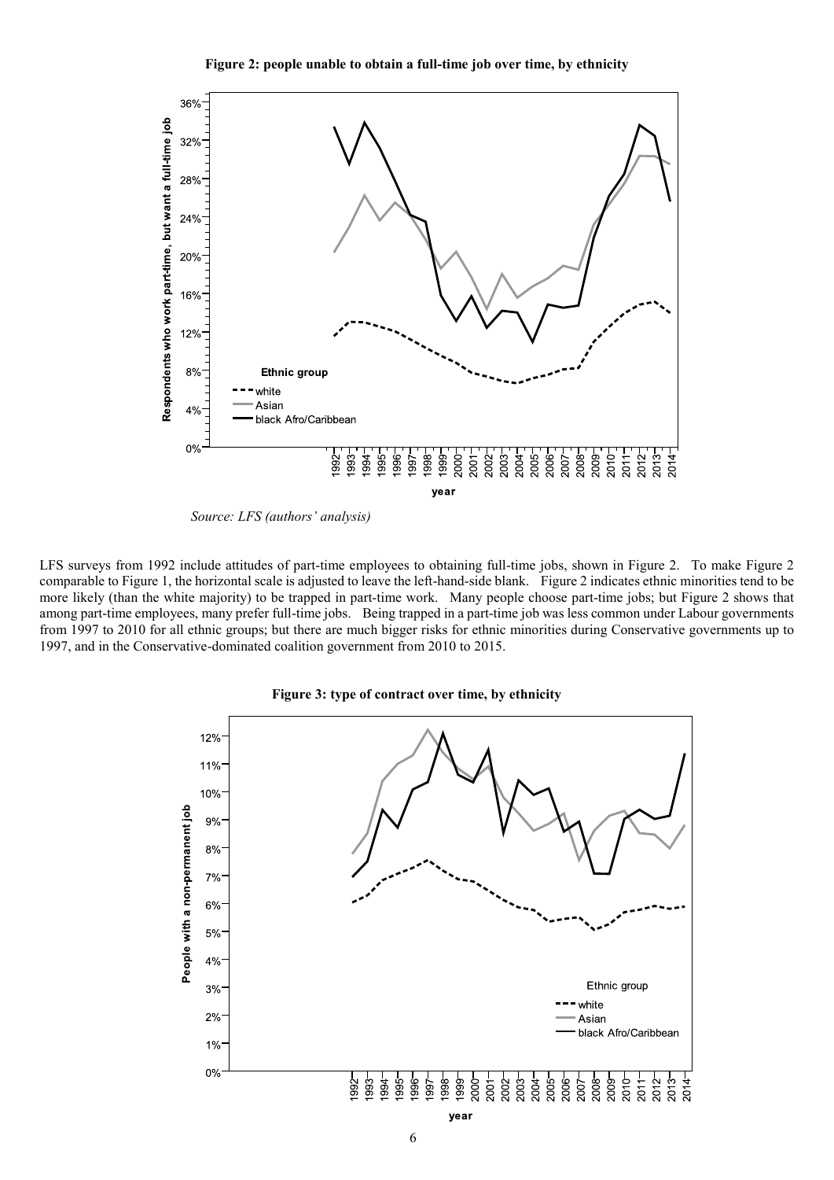**Figure 2: people unable to obtain a full-time job over time, by ethnicity**

*Source: LFS (authors' analysis)*

LFS surveys from 1992 include attitudes of part-time employees to obtaining full-time jobs, shown in Figure 2. To make Figure 2 comparable to Figure 1, the horizontal scale is adjusted to leave the left-hand-side blank. Figure 2 indicates ethnic minorities tend to be more likely (than the white majority) to be trapped in part-time work. Many people choose part-time jobs; but Figure 2 shows that among part-time employees, many prefer full-time jobs. Being trapped in a part-time job was less common under Labour governments from 1997 to 2010 for all ethnic groups; but there are much bigger risks for ethnic minorities during Conservative governments up to 1997, and in the Conservative-dominated coalition government from 2010 to 2015.

**Figure 3: type of contract over time, by ethnicity**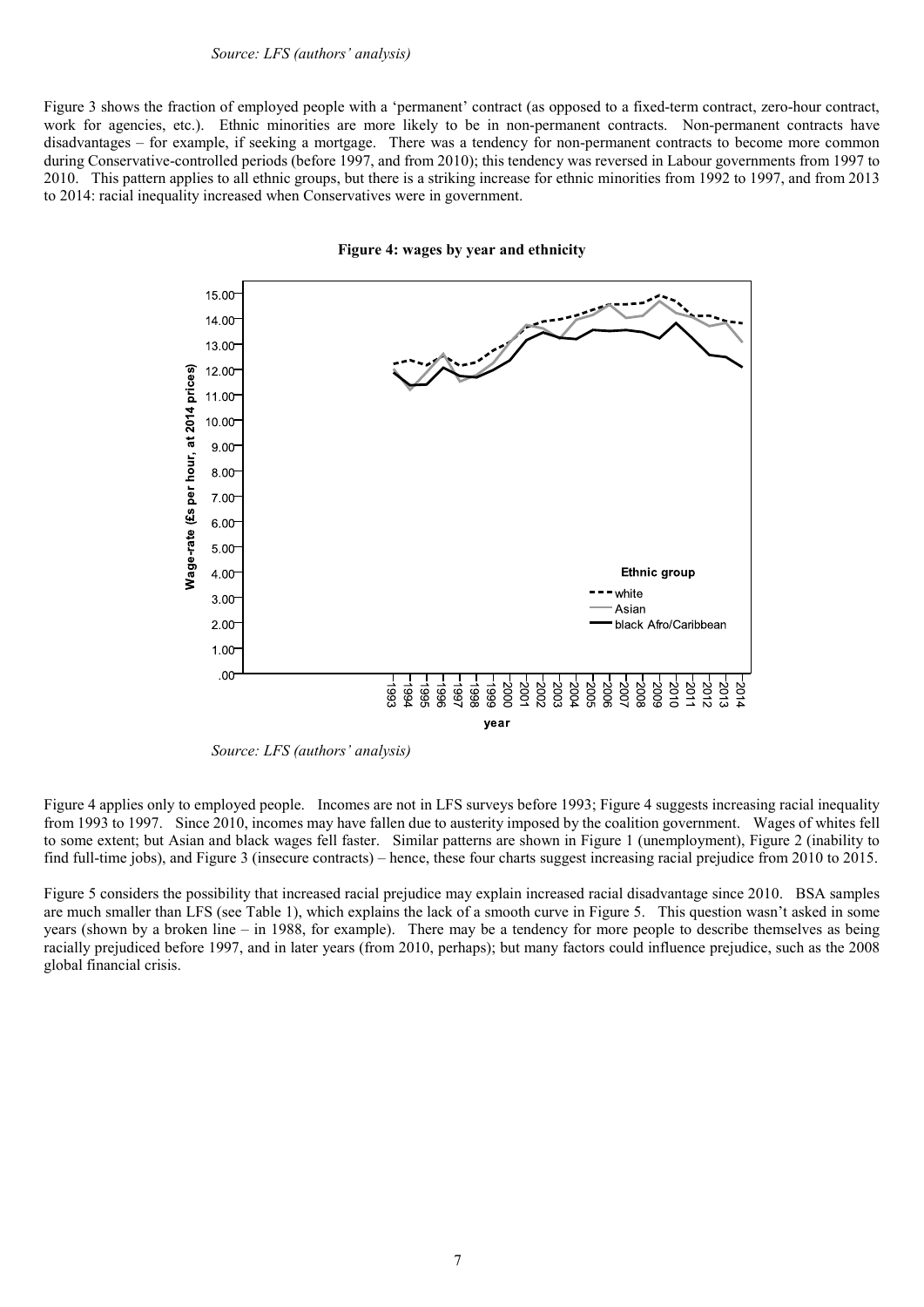*Source: LFS (authors' analysis)*

Figure 3 shows the fraction of employed people with a 'permanent' contract (as opposed to a fixed-term contract, zero-hour contract, work for agencies, etc.). Ethnic minorities are more likely to be in non-permanent contracts. Non-permanent contracts have disadvantages – for example, if seeking a mortgage. There was a tendency for non-permanent contracts to become more common during Conservative-controlled periods (before 1997, and from 2010); this tendency was reversed in Labour governments from 1997 to 2010. This pattern applies to all ethnic groups, but there is a striking increase for ethnic minorities from 1992 to 1997, and from 2013 to 2014: racial inequality increased when Conservatives were in government.

**Figure 4: wages by year and ethnicity**

*Source: LFS (authors' analysis)*

Figure 4 applies only to employed people. Incomes are not in LFS surveys before 1993; Figure 4 suggests increasing racial inequality from 1993 to 1997. Since 2010, incomes may have fallen due to austerity imposed by the coalition government. Wages of whites fell to some extent; but Asian and black wages fell faster. Similar patterns are shown in Figure 1 (unemployment), Figure 2 (inability to find full-time jobs), and Figure 3 (insecure contracts) – hence, these four charts suggest increasing racial prejudice from 2010 to 2015.

Figure 5 considers the possibility that increased racial prejudice may explain increased racial disadvantage since 2010. BSA samples are much smaller than LFS (see Table 1), which explains the lack of a smooth curve in Figure 5. This question wasn't asked in some years (shown by a broken line – in 1988, for example). There may be a tendency for more people to describe themselves as being racially prejudiced before 1997, and in later years (from 2010, perhaps); but many factors could influence prejudice, such as the 2008 global financial crisis.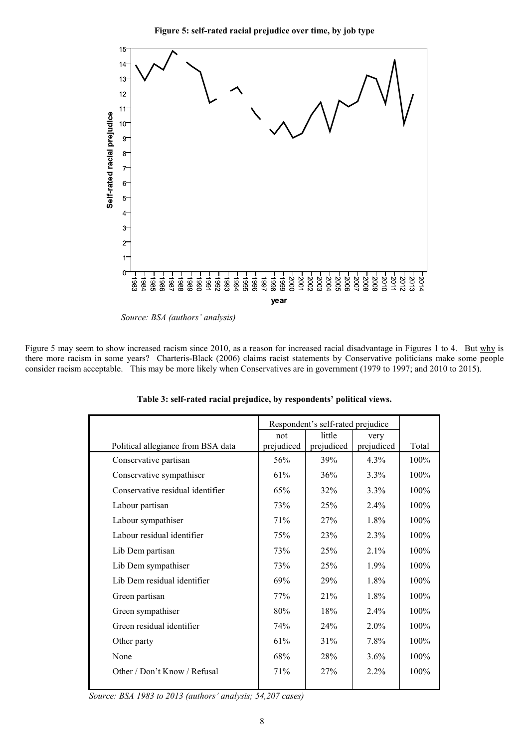**Figure 5: self-rated racial prejudice over time, by job type**

*Source: BSA (authors' analysis)*

Figure 5 may seem to show increased racism since 2010, as a reason for increased racial disadvantage in Figures 1 to 4. But why is there more racism in some years? Charteris-Black (2006) claims racist statements by Conservative politicians make some people consider racism acceptable. This may be more likely when Conservatives are in government (1979 to 1997; and 2010 to 2015).

**Table 3: self-rated racial prejudice, by respondents' political views.**

| | Respondent's self-rated prejudice | | | |
|---|---|---|---|---|
| Political allegiance from BSA data | not prejudiced | little prejudiced | very prejudiced | Total |
| Conservative partisan | 56% | 39% | 4.3% | 100% |
| Conservative sympathiser | 61% | 36% | 3.3% | 100% |
| Conservative residual identifier | 65% | 32% | 3.3% | 100% |
| Labour partisan | 73% | 25% | 2.4% | 100% |
| Labour sympathiser | 71% | 27% | 1.8% | 100% |
| Labour residual identifier | 75% | 23% | 2.3% | 100% |
| Lib Dem partisan | 73% | 25% | 2.1% | 100% |
| Lib Dem sympathiser | 73% | 25% | 1.9% | 100% |
| Lib Dem residual identifier | 69% | 29% | 1.8% | 100% |
| Green partisan | 77% | 21% | 1.8% | 100% |
| Green sympathiser | 80% | 18% | 2.4% | 100% |
| Green residual identifier | 74% | 24% | 2.0% | 100% |
| Other party | 61% | 31% | 7.8% | 100% |
| None | 68% | 28% | 3.6% | 100% |
| Other / Don't Know / Refusal | 71% | 27% | 2.2% | 100% |

*Source: BSA 1983 to 2013 (authors' analysis; 54,207 cases)*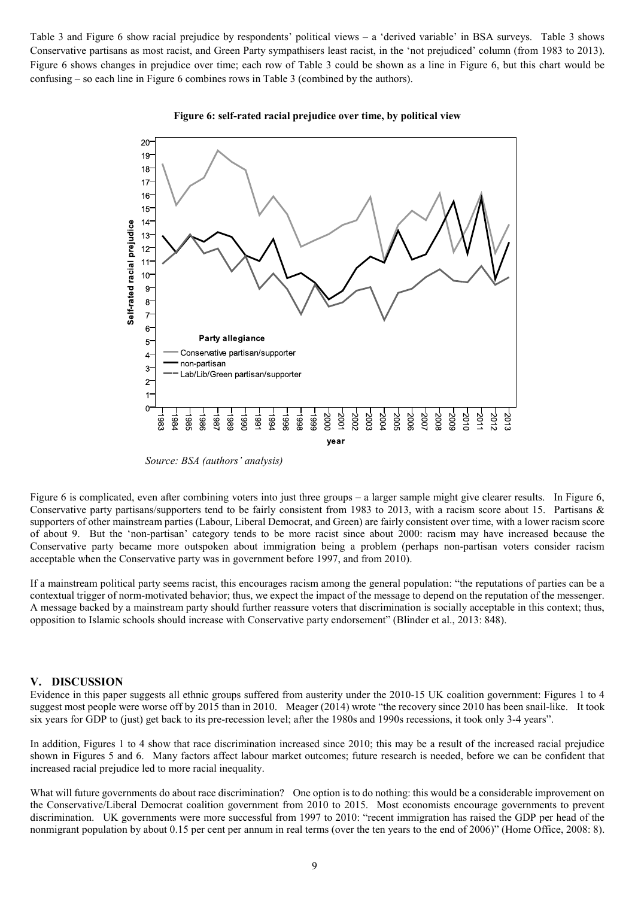Table 3 and Figure 6 show racial prejudice by respondents' political views – a 'derived variable' in BSA surveys. Table 3 shows Conservative partisans as most racist, and Green Party sympathisers least racist, in the 'not prejudiced' column (from 1983 to 2013). Figure 6 shows changes in prejudice over time; each row of Table 3 could be shown as a line in Figure 6, but this chart would be confusing – so each line in Figure 6 combines rows in Table 3 (combined by the authors).

**Figure 6: self-rated racial prejudice over time, by political view**

*Source: BSA (authors' analysis)*

Figure 6 is complicated, even after combining voters into just three groups – a larger sample might give clearer results. In Figure 6, Conservative party partisans/supporters tend to be fairly consistent from 1983 to 2013, with a racism score about 15. Partisans & supporters of other mainstream parties (Labour, Liberal Democrat, and Green) are fairly consistent over time, with a lower racism score of about 9. But the 'non-partisan' category tends to be more racist since about 2000: racism may have increased because the Conservative party became more outspoken about immigration being a problem (perhaps non-partisan voters consider racism acceptable when the Conservative party was in government before 1997, and from 2010).

If a mainstream political party seems racist, this encourages racism among the general population: "the reputations of parties can be a contextual trigger of norm-motivated behavior; thus, we expect the impact of the message to depend on the reputation of the messenger. A message backed by a mainstream party should further reassure voters that discrimination is socially acceptable in this context; thus, opposition to Islamic schools should increase with Conservative party endorsement" (Blinder et al., 2013: 848).

## V. DISCUSSION

Evidence in this paper suggests all ethnic groups suffered from austerity under the 2010-15 UK coalition government: Figures 1 to 4 suggest most people were worse off by 2015 than in 2010. Meager (2014) wrote "the recovery since 2010 has been snail-like. It took six years for GDP to (just) get back to its pre-recession level; after the 1980s and 1990s recessions, it took only 3-4 years".

In addition, Figures 1 to 4 show that race discrimination increased since 2010; this may be a result of the increased racial prejudice shown in Figures 5 and 6. Many factors affect labour market outcomes; future research is needed, before we can be confident that increased racial prejudice led to more racial inequality.

What will future governments do about race discrimination? One option is to do nothing: this would be a considerable improvement on the Conservative/Liberal Democrat coalition government from 2010 to 2015. Most economists encourage governments to prevent discrimination. UK governments were more successful from 1997 to 2010: "recent immigration has raised the GDP per head of the nonmigrant population by about 0.15 per cent per annum in real terms (over the ten years to the end of 2006)" (Home Office, 2008: 8).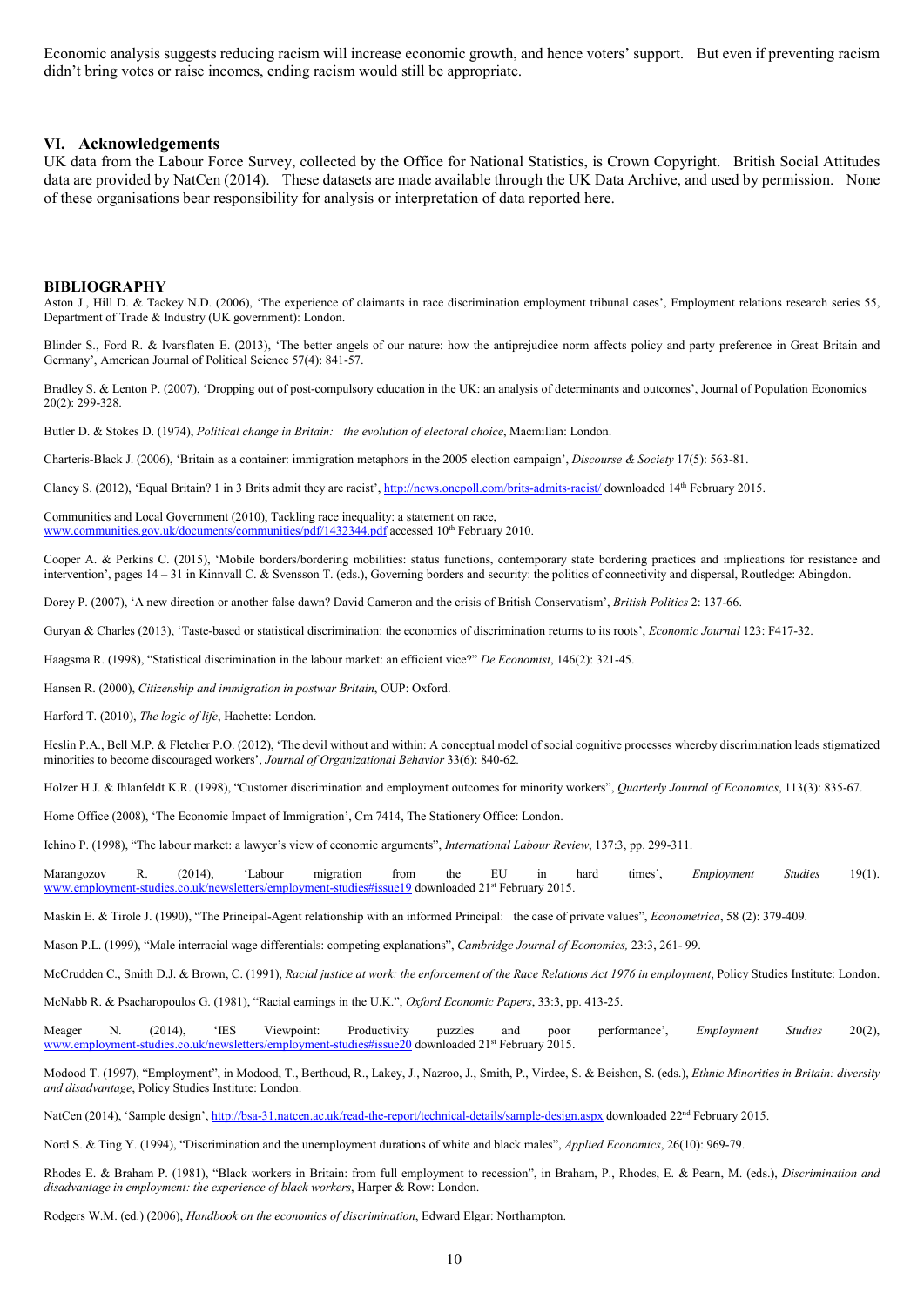Economic analysis suggests reducing racism will increase economic growth, and hence voters' support. But even if preventing racism didn't bring votes or raise incomes, ending racism would still be appropriate.

## VI. Acknowledgements

UK data from the Labour Force Survey, collected by the Office for National Statistics, is Crown Copyright. British Social Attitudes data are provided by NatCen (2014). These datasets are made available through the UK Data Archive, and used by permission. None of these organisations bear responsibility for analysis or interpretation of data reported here.

## BIBLIOGRAPHY

Aston J., Hill D. & Tackey N.D. (2006), 'The experience of claimants in race discrimination employment tribunal cases', Employment relations research series 55, Department of Trade & Industry (UK government): London.

Blinder S., Ford R. & Ivarsflaten E. (2013), 'The better angels of our nature: how the antiprejudice norm affects policy and party preference in Great Britain and Germany', American Journal of Political Science 57(4): 841-57.

Bradley S. & Lenton P. (2007), 'Dropping out of post-compulsory education in the UK: an analysis of determinants and outcomes', Journal of Population Economics 20(2): 299-328.

Butler D. & Stokes D. (1974), *Political change in Britain: the evolution of electoral choice*, Macmillan: London.

Charteris-Black J. (2006), 'Britain as a container: immigration metaphors in the 2005 election campaign', *Discourse & Society* 17(5): 563-81.

Clancy S. (2012), 'Equal Britain? 1 in 3 Brits admit they are racist', http://news.onepoll.com/brits-admits-racist/ downloaded 14th February 2015.

Communities and Local Government (2010), Tackling race inequality: a statement on race, www.communities.gov.uk/documents/communities/pdf/1432344.pdf accessed 10th February 2010.

Cooper A. & Perkins C. (2015), 'Mobile borders/bordering mobilities: status functions, contemporary state bordering practices and implications for resistance and intervention', pages 14 – 31 in Kinnvall C. & Svensson T. (eds.), Governing borders and security: the politics of connectivity and dispersal, Routledge: Abingdon.

Dorey P. (2007), 'A new direction or another false dawn? David Cameron and the crisis of British Conservatism', *British Politics* 2: 137-66.

Guryan & Charles (2013), 'Taste-based or statistical discrimination: the economics of discrimination returns to its roots', *Economic Journal* 123: F417-32.

Haagsma R. (1998), "Statistical discrimination in the labour market: an efficient vice?" *De Economist*, 146(2): 321-45.

Hansen R. (2000), *Citizenship and immigration in postwar Britain*, OUP: Oxford.

Harford T. (2010), *The logic of life*, Hachette: London.

Heslin P.A., Bell M.P. & Fletcher P.O. (2012), 'The devil without and within: A conceptual model of social cognitive processes whereby discrimination leads stigmatized minorities to become discouraged workers', *Journal of Organizational Behavior* 33(6): 840-62.

Holzer H.J. & Ihlanfeldt K.R. (1998), "Customer discrimination and employment outcomes for minority workers", *Quarterly Journal of Economics*, 113(3): 835-67.

Home Office (2008), 'The Economic Impact of Immigration', Cm 7414, The Stationery Office: London.

Ichino P. (1998), "The labour market: a lawyer's view of economic arguments", *International Labour Review*, 137:3, pp. 299-311.

Marangozov R. (2014), 'Labour migration from the EU in hard times', *Employment Studies* 19(1). www.employment-studies.co.uk/newsletters/employment-studies#issue19 downloaded 21st February 2015.

Maskin E. & Tirole J. (1990), "The Principal-Agent relationship with an informed Principal: the case of private values", *Econometrica*, 58 (2): 379-409.

Mason P.L. (1999), "Male interracial wage differentials: competing explanations", *Cambridge Journal of Economics,* 23:3, 261- 99.

McCrudden C., Smith D.J. & Brown, C. (1991), *Racial justice at work: the enforcement of the Race Relations Act 1976 in employment*, Policy Studies Institute: London.

McNabb R. & Psacharopoulos G. (1981), "Racial earnings in the U.K.", *Oxford Economic Papers*, 33:3, pp. 413-25.

Meager N. (2014), 'IES Viewpoint: Productivity puzzles and poor performance', *Employment Studies* 20(2), www.employment-studies.co.uk/newsletters/employment-studies#issue20 downloaded 21st February 2015.

Modood T. (1997), "Employment", in Modood, T., Berthoud, R., Lakey, J., Nazroo, J., Smith, P., Virdee, S. & Beishon, S. (eds.), *Ethnic Minorities in Britain: diversity and disadvantage*, Policy Studies Institute: London.

NatCen (2014), 'Sample design', http://bsa-31.natcen.ac.uk/read-the-report/technical-details/sample-design.aspx downloaded 22nd February 2015.

Nord S. & Ting Y. (1994), "Discrimination and the unemployment durations of white and black males", *Applied Economics*, 26(10): 969-79.

Rhodes E. & Braham P. (1981), "Black workers in Britain: from full employment to recession", in Braham, P., Rhodes, E. & Pearn, M. (eds.), *Discrimination and disadvantage in employment: the experience of black workers*, Harper & Row: London.

Rodgers W.M. (ed.) (2006), *Handbook on the economics of discrimination*, Edward Elgar: Northampton.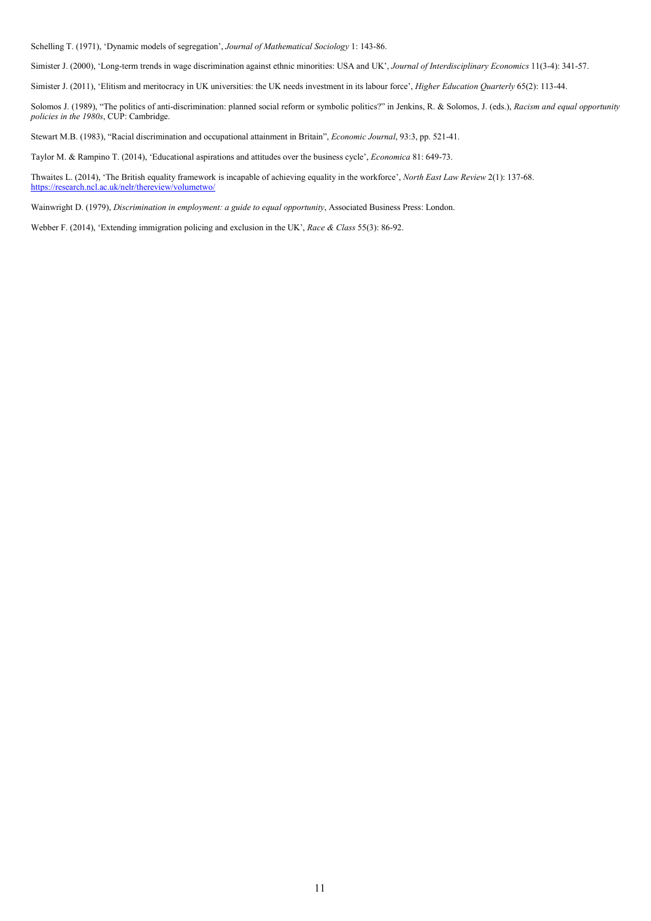Schelling T. (1971), 'Dynamic models of segregation', *Journal of Mathematical Sociology* 1: 143-86.

Simister J. (2000), 'Long-term trends in wage discrimination against ethnic minorities: USA and UK', *Journal of Interdisciplinary Economics* 11(3-4): 341-57.

Simister J. (2011), 'Elitism and meritocracy in UK universities: the UK needs investment in its labour force', *Higher Education Quarterly* 65(2): 113-44.

Solomos J. (1989), "The politics of anti-discrimination: planned social reform or symbolic politics?" in Jenkins, R. & Solomos, J. (eds.), *Racism and equal opportunity policies in the 1980s*, CUP: Cambridge.

Stewart M.B. (1983), "Racial discrimination and occupational attainment in Britain", *Economic Journal*, 93:3, pp. 521-41.

Taylor M. & Rampino T. (2014), 'Educational aspirations and attitudes over the business cycle', *Economica* 81: 649-73.

Thwaites L. (2014), 'The British equality framework is incapable of achieving equality in the workforce', *North East Law Review* 2(1): 137-68. https://research.ncl.ac.uk/nelr/thereview/volumetwo/

Wainwright D. (1979), *Discrimination in employment: a guide to equal opportunity*, Associated Business Press: London.

Webber F. (2014), 'Extending immigration policing and exclusion in the UK', *Race & Class* 55(3): 86-92.